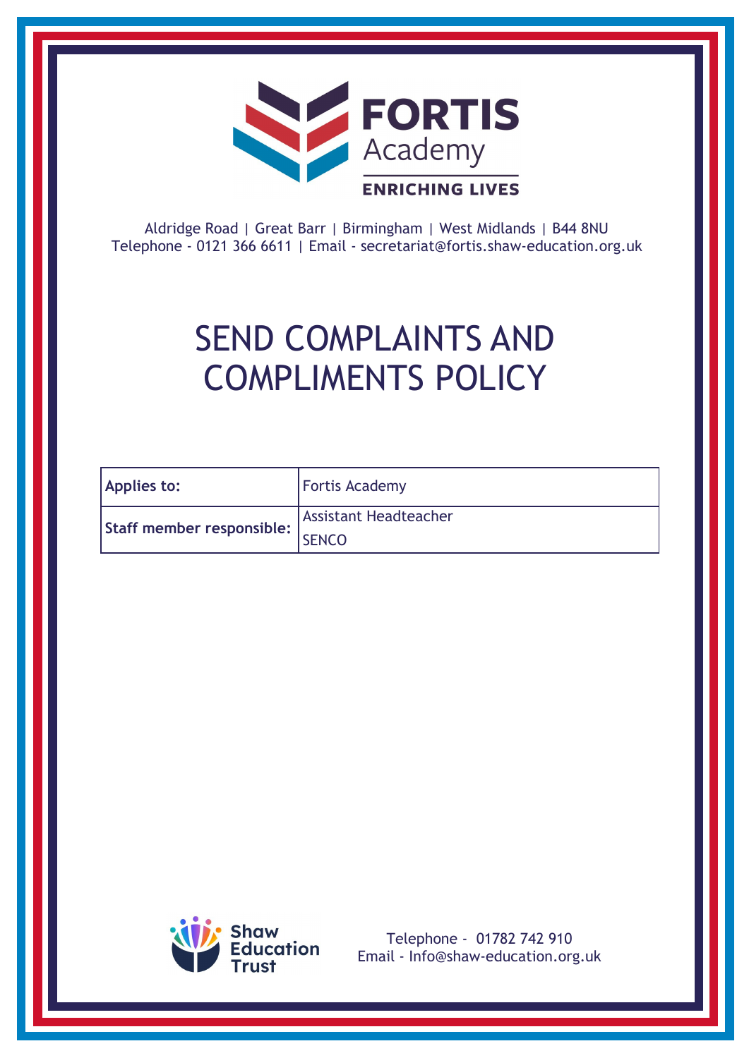FORTIS Academy

ENRICHING LIVES

Aldridge Road | Great Barr | Birmingham | West Midlands | B44 8NU
Telephone - 0121 366 6611 | Email - secretariat@fortis.shaw-education.org.uk

# SEND COMPLAINTS AND COMPLIMENTS POLICY

| **Applies to:** | Fortis Academy |
|---|---|
| **Staff member responsible:** | Assistant Headteacher<br>SENCO |

Shaw Education Trust

Telephone - 01782 742 910
Email - Info@shaw-education.org.uk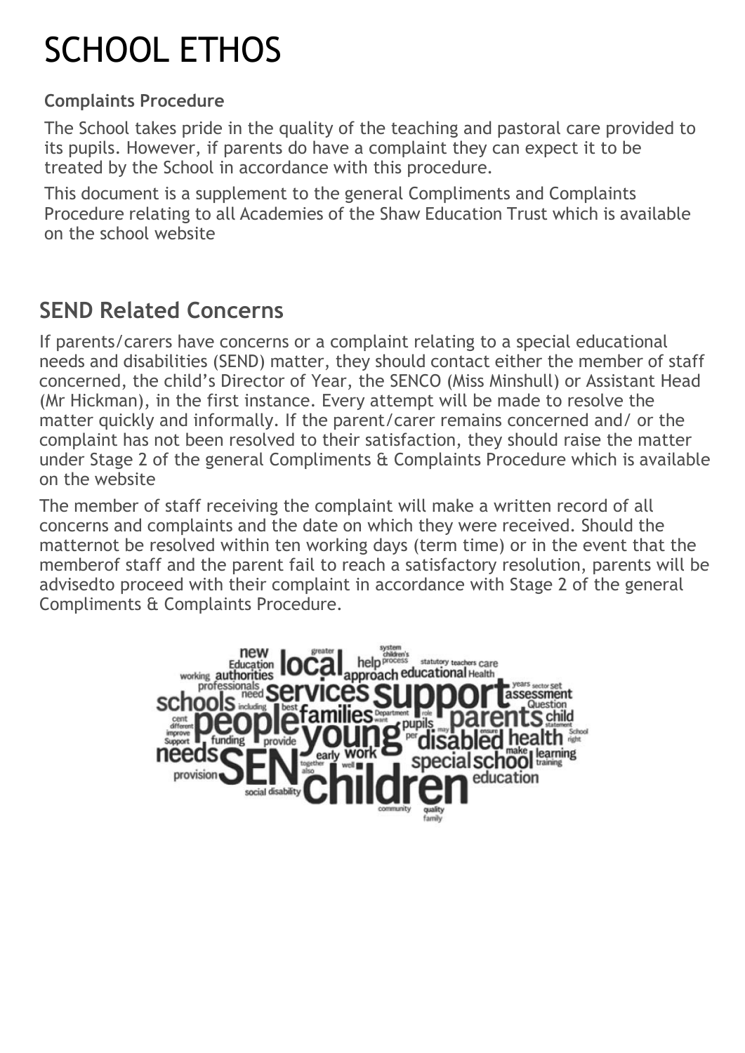# SCHOOL ETHOS

**Complaints Procedure**

The School takes pride in the quality of the teaching and pastoral care provided to its pupils. However, if parents do have a complaint they can expect it to be treated by the School in accordance with this procedure.

This document is a supplement to the general Compliments and Complaints Procedure relating to all Academies of the Shaw Education Trust which is available on the school website

## SEND Related Concerns

If parents/carers have concerns or a complaint relating to a special educational needs and disabilities (SEND) matter, they should contact either the member of staff concerned, the child's Director of Year, the SENCO (Miss Minshull) or Assistant Head (Mr Hickman), in the first instance. Every attempt will be made to resolve the matter quickly and informally. If the parent/carer remains concerned and/ or the complaint has not been resolved to their satisfaction, they should raise the matter under Stage 2 of the general Compliments & Complaints Procedure which is available on the website

The member of staff receiving the complaint will make a written record of all concerns and complaints and the date on which they were received. Should the matternot be resolved within ten working days (term time) or in the event that the memberof staff and the parent fail to reach a satisfactory resolution, parents will be advisedto proceed with their complaint in accordance with Stage 2 of the general Compliments & Complaints Procedure.